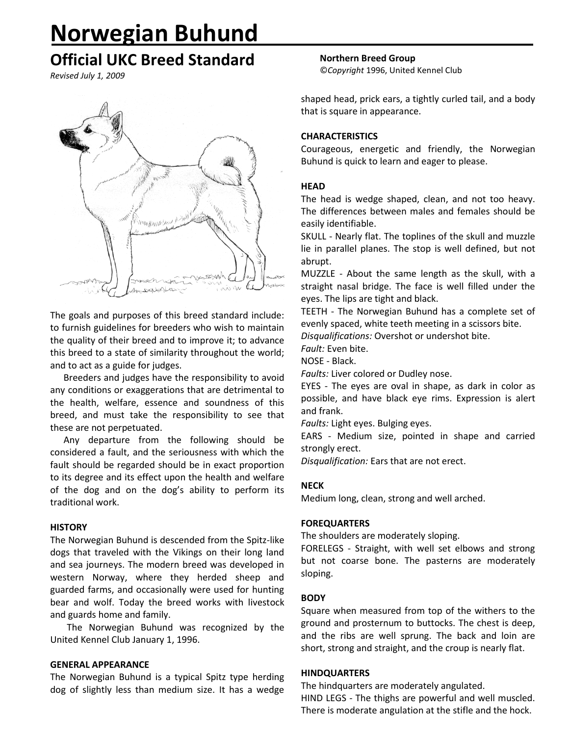# Norwegian Buhund

## Official UKC Breed Standard

*Revised July 1, 2009*

**Northern Breed Group**

©*Copyright* 1996, United Kennel Club

The goals and purposes of this breed standard include: to furnish guidelines for breeders who wish to maintain the quality of their breed and to improve it; to advance this breed to a state of similarity throughout the world; and to act as a guide for judges.

Breeders and judges have the responsibility to avoid any conditions or exaggerations that are detrimental to the health, welfare, essence and soundness of this breed, and must take the responsibility to see that these are not perpetuated.

Any departure from the following should be considered a fault, and the seriousness with which the fault should be regarded should be in exact proportion to its degree and its effect upon the health and welfare of the dog and on the dog's ability to perform its traditional work.

**HISTORY**

The Norwegian Buhund is descended from the Spitz-like dogs that traveled with the Vikings on their long land and sea journeys. The modern breed was developed in western Norway, where they herded sheep and guarded farms, and occasionally were used for hunting bear and wolf. Today the breed works with livestock and guards home and family.

The Norwegian Buhund was recognized by the United Kennel Club January 1, 1996.

**GENERAL APPEARANCE**

The Norwegian Buhund is a typical Spitz type herding dog of slightly less than medium size. It has a wedge shaped head, prick ears, a tightly curled tail, and a body that is square in appearance.

**CHARACTERISTICS**

Courageous, energetic and friendly, the Norwegian Buhund is quick to learn and eager to please.

**HEAD**

The head is wedge shaped, clean, and not too heavy. The differences between males and females should be easily identifiable.

SKULL - Nearly flat. The toplines of the skull and muzzle lie in parallel planes. The stop is well defined, but not abrupt.

MUZZLE - About the same length as the skull, with a straight nasal bridge. The face is well filled under the eyes. The lips are tight and black.

TEETH - The Norwegian Buhund has a complete set of evenly spaced, white teeth meeting in a scissors bite.

*Disqualifications:* Overshot or undershot bite.

*Fault:* Even bite.

NOSE - Black.

*Faults:* Liver colored or Dudley nose.

EYES - The eyes are oval in shape, as dark in color as possible, and have black eye rims. Expression is alert and frank.

*Faults:* Light eyes. Bulging eyes.

EARS - Medium size, pointed in shape and carried strongly erect.

*Disqualification:* Ears that are not erect.

**NECK**

Medium long, clean, strong and well arched.

**FOREQUARTERS**

The shoulders are moderately sloping.

FORELEGS - Straight, with well set elbows and strong but not coarse bone. The pasterns are moderately sloping.

**BODY**

Square when measured from top of the withers to the ground and prosternum to buttocks. The chest is deep, and the ribs are well sprung. The back and loin are short, strong and straight, and the croup is nearly flat.

**HINDQUARTERS**

The hindquarters are moderately angulated.

HIND LEGS - The thighs are powerful and well muscled. There is moderate angulation at the stifle and the hock.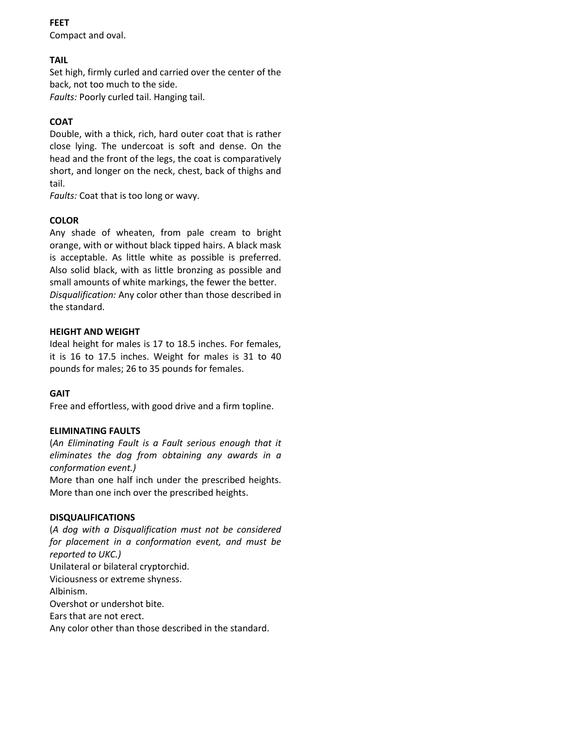**FEET**
Compact and oval.

**TAIL**
Set high, firmly curled and carried over the center of the back, not too much to the side.
*Faults:* Poorly curled tail. Hanging tail.

**COAT**
Double, with a thick, rich, hard outer coat that is rather close lying. The undercoat is soft and dense. On the head and the front of the legs, the coat is comparatively short, and longer on the neck, chest, back of thighs and tail.
*Faults:* Coat that is too long or wavy.

**COLOR**
Any shade of wheaten, from pale cream to bright orange, with or without black tipped hairs. A black mask is acceptable. As little white as possible is preferred. Also solid black, with as little bronzing as possible and small amounts of white markings, the fewer the better.
*Disqualification:* Any color other than those described in the standard.

**HEIGHT AND WEIGHT**
Ideal height for males is 17 to 18.5 inches. For females, it is 16 to 17.5 inches. Weight for males is 31 to 40 pounds for males; 26 to 35 pounds for females.

**GAIT**
Free and effortless, with good drive and a firm topline.

**ELIMINATING FAULTS**
(*An Eliminating Fault is a Fault serious enough that it eliminates the dog from obtaining any awards in a conformation event.)*
More than one half inch under the prescribed heights.
More than one inch over the prescribed heights.

**DISQUALIFICATIONS**
(*A dog with a Disqualification must not be considered for placement in a conformation event, and must be reported to UKC.)*
Unilateral or bilateral cryptorchid.
Viciousness or extreme shyness.
Albinism.
Overshot or undershot bite.
Ears that are not erect.
Any color other than those described in the standard.